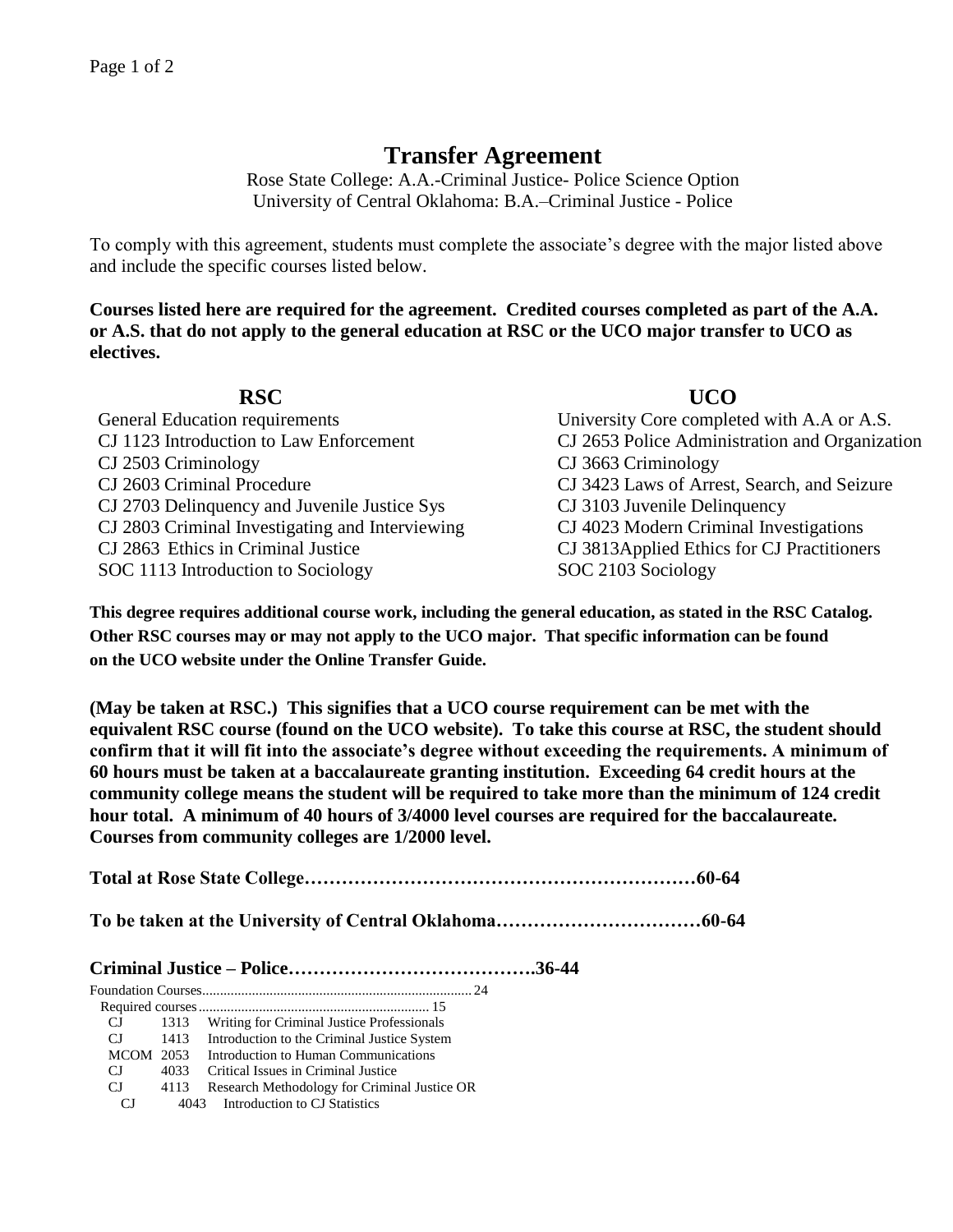# Transfer Agreement

Rose State College: A.A.-Criminal Justice- Police Science Option
University of Central Oklahoma: B.A.–Criminal Justice - Police

To comply with this agreement, students must complete the associate's degree with the major listed above and include the specific courses listed below.

**Courses listed here are required for the agreement. Credited courses completed as part of the A.A. or A.S. that do not apply to the general education at RSC or the UCO major transfer to UCO as electives.**

| RSC | UCO |
|---|---|
| General Education requirements | University Core completed with A.A or A.S. |
| CJ 1123 Introduction to Law Enforcement | CJ 2653 Police Administration and Organization |
| CJ 2503 Criminology | CJ 3663 Criminology |
| CJ 2603 Criminal Procedure | CJ 3423 Laws of Arrest, Search, and Seizure |
| CJ 2703 Delinquency and Juvenile Justice Sys | CJ 3103 Juvenile Delinquency |
| CJ 2803 Criminal Investigating and Interviewing | CJ 4023 Modern Criminal Investigations |
| CJ 2863 Ethics in Criminal Justice | CJ 3813Applied Ethics for CJ Practitioners |
| SOC 1113 Introduction to Sociology | SOC 2103 Sociology |

**This degree requires additional course work, including the general education, as stated in the RSC Catalog. Other RSC courses may or may not apply to the UCO major. That specific information can be found on the UCO website under the Online Transfer Guide.**

**(May be taken at RSC.) This signifies that a UCO course requirement can be met with the equivalent RSC course (found on the UCO website). To take this course at RSC, the student should confirm that it will fit into the associate's degree without exceeding the requirements. A minimum of 60 hours must be taken at a baccalaureate granting institution. Exceeding 64 credit hours at the community college means the student will be required to take more than the minimum of 124 credit hour total. A minimum of 40 hours of 3/4000 level courses are required for the baccalaureate. Courses from community colleges are 1/2000 level.**

**Total at Rose State College……………………………………………………60-64**

**To be taken at the University of Central Oklahoma……………………………60-64**

## Criminal Justice – Police……………………………….36-44

Foundation Courses....................................................................... 24

Required courses................................................................ 15

- CJ 1313 Writing for Criminal Justice Professionals
- CJ 1413 Introduction to the Criminal Justice System
- MCOM 2053 Introduction to Human Communications
- CJ 4033 Critical Issues in Criminal Justice
- CJ 4113 Research Methodology for Criminal Justice OR
  - CJ 4043 Introduction to CJ Statistics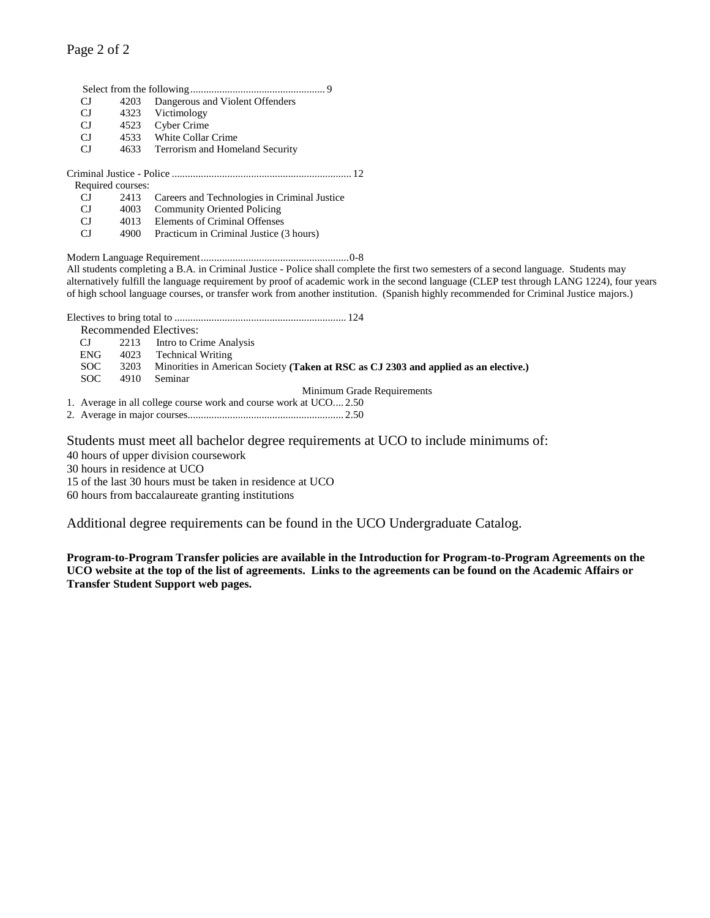Select from the following ................................................... 9

| | | |
|---|---|---|
| CJ | 4203 | Dangerous and Violent Offenders |
| CJ | 4323 | Victimology |
| CJ | 4523 | Cyber Crime |
| CJ | 4533 | White Collar Crime |
| CJ | 4633 | Terrorism and Homeland Security |

Criminal Justice - Police .................................................................... 12

Required courses:

| | | |
|---|---|---|
| CJ | 2413 | Careers and Technologies in Criminal Justice |
| CJ | 4003 | Community Oriented Policing |
| CJ | 4013 | Elements of Criminal Offenses |
| CJ | 4900 | Practicum in Criminal Justice (3 hours) |

Modern Language Requirement........................................................0-8

All students completing a B.A. in Criminal Justice - Police shall complete the first two semesters of a second language. Students may alternatively fulfill the language requirement by proof of academic work in the second language (CLEP test through LANG 1224), four years of high school language courses, or transfer work from another institution. (Spanish highly recommended for Criminal Justice majors.)

Electives to bring total to ................................................................. 124

Recommended Electives:

| | | |
|---|---|---|
| CJ | 2213 | Intro to Crime Analysis |
| ENG | 4023 | Technical Writing |
| SOC | 3203 | Minorities in American Society **(Taken at RSC as CJ 2303 and applied as an elective.)** |
| SOC | 4910 | Seminar |

Minimum Grade Requirements

1. Average in all college course work and course work at UCO.... 2.50
2. Average in major courses........................................................... 2.50

Students must meet all bachelor degree requirements at UCO to include minimums of:

40 hours of upper division coursework
30 hours in residence at UCO
15 of the last 30 hours must be taken in residence at UCO
60 hours from baccalaureate granting institutions

Additional degree requirements can be found in the UCO Undergraduate Catalog.

**Program-to-Program Transfer policies are available in the Introduction for Program-to-Program Agreements on the UCO website at the top of the list of agreements. Links to the agreements can be found on the Academic Affairs or Transfer Student Support web pages.**